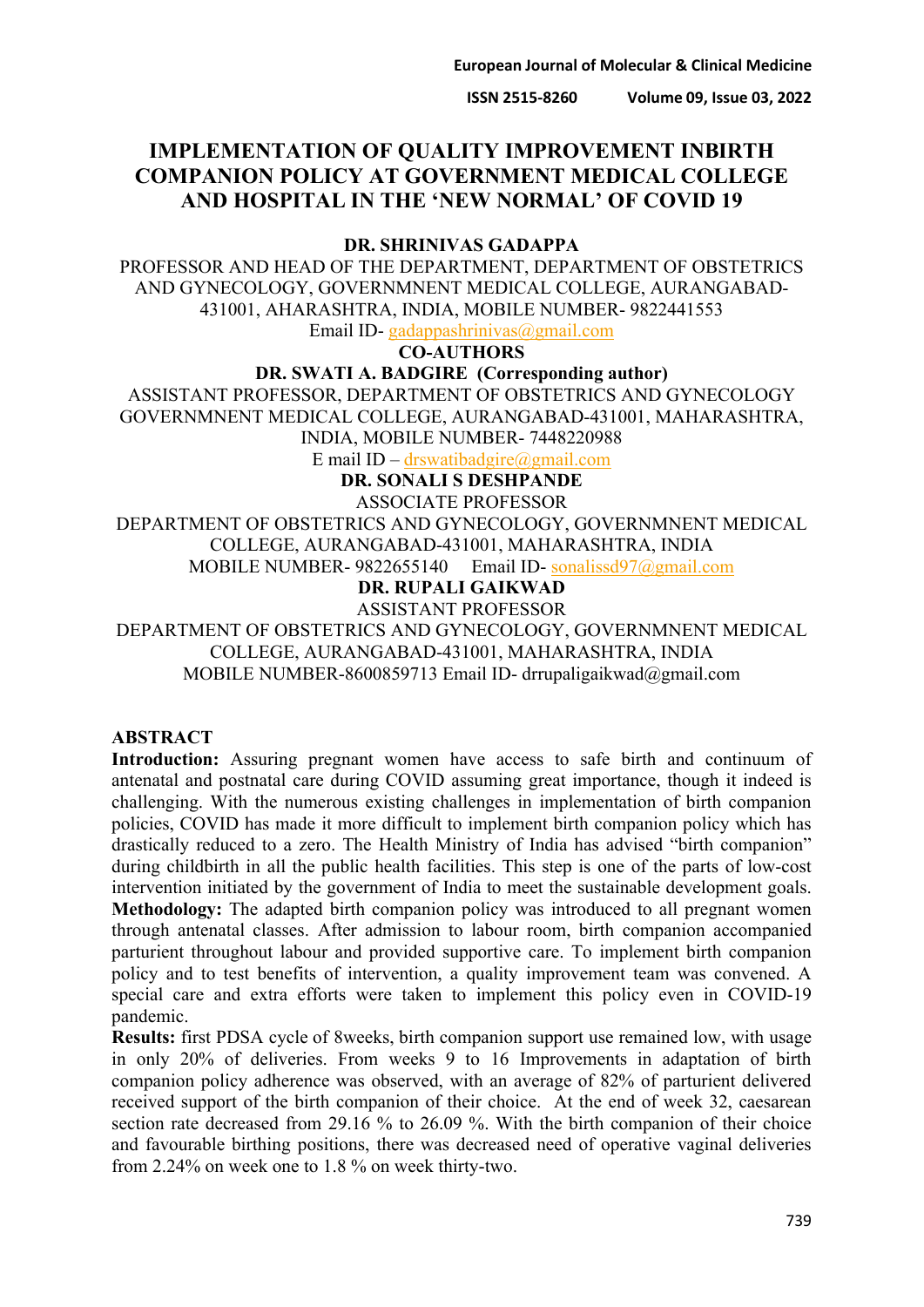# IMPLEMENTATION OF QUALITY IMPROVEMENT INBIRTH COMPANION POLICY AT GOVERNMENT MEDICAL COLLEGE AND HOSPITAL IN THE 'NEW NORMAL' OF COVID 19

**DR. SHRINIVAS GADAPPA**

PROFESSOR AND HEAD OF THE DEPARTMENT, DEPARTMENT OF OBSTETRICS AND GYNECOLOGY, GOVERNMNENT MEDICAL COLLEGE, AURANGABAD-431001, AHARASHTRA, INDIA, MOBILE NUMBER- 9822441553

Email ID- gadappashrinivas@gmail.com

**CO-AUTHORS**

**DR. SWATI A. BADGIRE (Corresponding author)**

ASSISTANT PROFESSOR, DEPARTMENT OF OBSTETRICS AND GYNECOLOGY GOVERNMNENT MEDICAL COLLEGE, AURANGABAD-431001, MAHARASHTRA, INDIA, MOBILE NUMBER- 7448220988

E mail ID – drswatibadgire@gmail.com

**DR. SONALI S DESHPANDE**

ASSOCIATE PROFESSOR

DEPARTMENT OF OBSTETRICS AND GYNECOLOGY, GOVERNMNENT MEDICAL COLLEGE, AURANGABAD-431001, MAHARASHTRA, INDIA

MOBILE NUMBER- 9822655140 Email ID- sonalissd97@gmail.com

**DR. RUPALI GAIKWAD**

ASSISTANT PROFESSOR

DEPARTMENT OF OBSTETRICS AND GYNECOLOGY, GOVERNMNENT MEDICAL COLLEGE, AURANGABAD-431001, MAHARASHTRA, INDIA

MOBILE NUMBER-8600859713 Email ID- drrupaligaikwad@gmail.com

## ABSTRACT

**Introduction:** Assuring pregnant women have access to safe birth and continuum of antenatal and postnatal care during COVID assuming great importance, though it indeed is challenging. With the numerous existing challenges in implementation of birth companion policies, COVID has made it more difficult to implement birth companion policy which has drastically reduced to a zero. The Health Ministry of India has advised "birth companion" during childbirth in all the public health facilities. This step is one of the parts of low-cost intervention initiated by the government of India to meet the sustainable development goals.

**Methodology:** The adapted birth companion policy was introduced to all pregnant women through antenatal classes. After admission to labour room, birth companion accompanied parturient throughout labour and provided supportive care. To implement birth companion policy and to test benefits of intervention, a quality improvement team was convened. A special care and extra efforts were taken to implement this policy even in COVID-19 pandemic.

**Results:** first PDSA cycle of 8weeks, birth companion support use remained low, with usage in only 20% of deliveries. From weeks 9 to 16 Improvements in adaptation of birth companion policy adherence was observed, with an average of 82% of parturient delivered received support of the birth companion of their choice. At the end of week 32, caesarean section rate decreased from 29.16 % to 26.09 %. With the birth companion of their choice and favourable birthing positions, there was decreased need of operative vaginal deliveries from 2.24% on week one to 1.8 % on week thirty-two.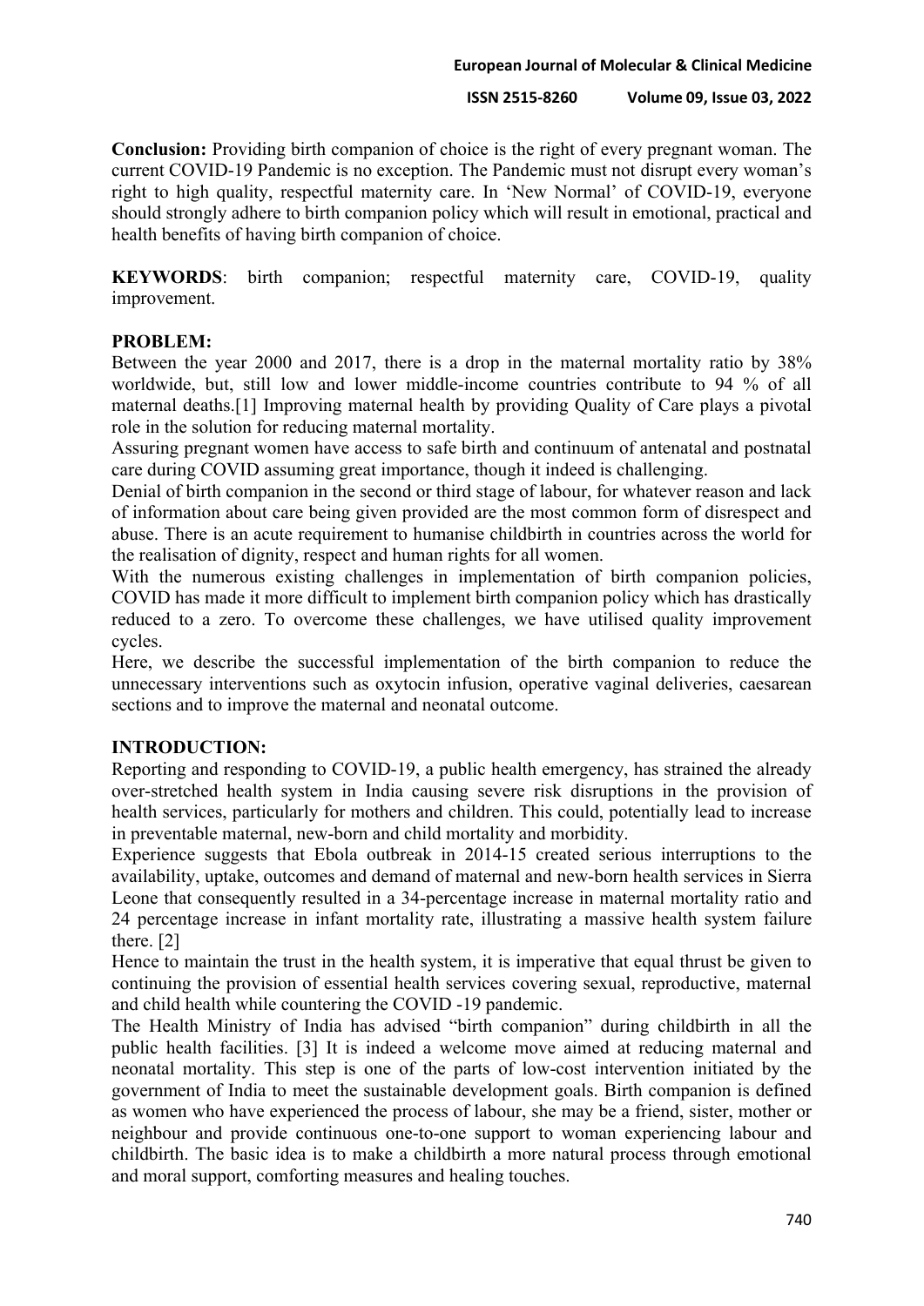**Conclusion:** Providing birth companion of choice is the right of every pregnant woman. The current COVID-19 Pandemic is no exception. The Pandemic must not disrupt every woman's right to high quality, respectful maternity care. In 'New Normal' of COVID-19, everyone should strongly adhere to birth companion policy which will result in emotional, practical and health benefits of having birth companion of choice.

**KEYWORDS**: birth companion; respectful maternity care, COVID-19, quality improvement.

## PROBLEM:

Between the year 2000 and 2017, there is a drop in the maternal mortality ratio by 38% worldwide, but, still low and lower middle-income countries contribute to 94 % of all maternal deaths.[1] Improving maternal health by providing Quality of Care plays a pivotal role in the solution for reducing maternal mortality.

Assuring pregnant women have access to safe birth and continuum of antenatal and postnatal care during COVID assuming great importance, though it indeed is challenging.

Denial of birth companion in the second or third stage of labour, for whatever reason and lack of information about care being given provided are the most common form of disrespect and abuse. There is an acute requirement to humanise childbirth in countries across the world for the realisation of dignity, respect and human rights for all women.

With the numerous existing challenges in implementation of birth companion policies, COVID has made it more difficult to implement birth companion policy which has drastically reduced to a zero. To overcome these challenges, we have utilised quality improvement cycles.

Here, we describe the successful implementation of the birth companion to reduce the unnecessary interventions such as oxytocin infusion, operative vaginal deliveries, caesarean sections and to improve the maternal and neonatal outcome.

## INTRODUCTION:

Reporting and responding to COVID-19, a public health emergency, has strained the already over-stretched health system in India causing severe risk disruptions in the provision of health services, particularly for mothers and children. This could, potentially lead to increase in preventable maternal, new-born and child mortality and morbidity.

Experience suggests that Ebola outbreak in 2014-15 created serious interruptions to the availability, uptake, outcomes and demand of maternal and new-born health services in Sierra Leone that consequently resulted in a 34-percentage increase in maternal mortality ratio and 24 percentage increase in infant mortality rate, illustrating a massive health system failure there. [2]

Hence to maintain the trust in the health system, it is imperative that equal thrust be given to continuing the provision of essential health services covering sexual, reproductive, maternal and child health while countering the COVID -19 pandemic.

The Health Ministry of India has advised "birth companion" during childbirth in all the public health facilities. [3] It is indeed a welcome move aimed at reducing maternal and neonatal mortality. This step is one of the parts of low-cost intervention initiated by the government of India to meet the sustainable development goals. Birth companion is defined as women who have experienced the process of labour, she may be a friend, sister, mother or neighbour and provide continuous one-to-one support to woman experiencing labour and childbirth. The basic idea is to make a childbirth a more natural process through emotional and moral support, comforting measures and healing touches.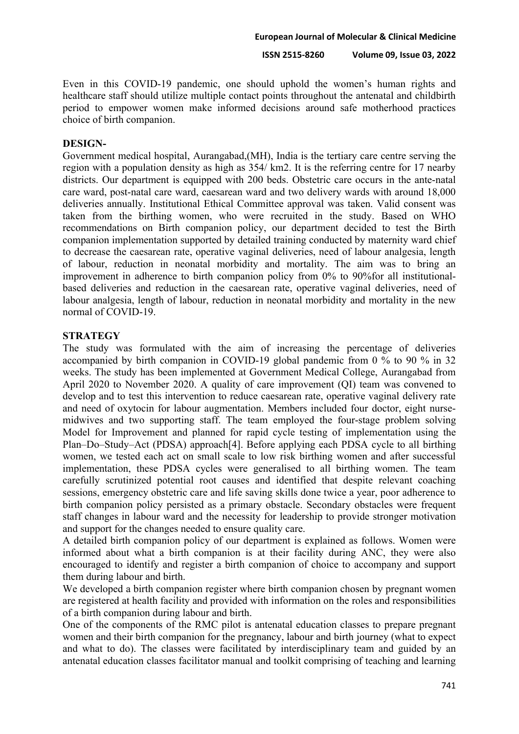Even in this COVID-19 pandemic, one should uphold the women's human rights and healthcare staff should utilize multiple contact points throughout the antenatal and childbirth period to empower women make informed decisions around safe motherhood practices choice of birth companion.

## DESIGN-

Government medical hospital, Aurangabad,(MH), India is the tertiary care centre serving the region with a population density as high as 354/ km2. It is the referring centre for 17 nearby districts. Our department is equipped with 200 beds. Obstetric care occurs in the ante-natal care ward, post-natal care ward, caesarean ward and two delivery wards with around 18,000 deliveries annually. Institutional Ethical Committee approval was taken. Valid consent was taken from the birthing women, who were recruited in the study. Based on WHO recommendations on Birth companion policy, our department decided to test the Birth companion implementation supported by detailed training conducted by maternity ward chief to decrease the caesarean rate, operative vaginal deliveries, need of labour analgesia, length of labour, reduction in neonatal morbidity and mortality. The aim was to bring an improvement in adherence to birth companion policy from 0% to 90%for all institutional-based deliveries and reduction in the caesarean rate, operative vaginal deliveries, need of labour analgesia, length of labour, reduction in neonatal morbidity and mortality in the new normal of COVID-19.

## STRATEGY

The study was formulated with the aim of increasing the percentage of deliveries accompanied by birth companion in COVID-19 global pandemic from 0 % to 90 % in 32 weeks. The study has been implemented at Government Medical College, Aurangabad from April 2020 to November 2020. A quality of care improvement (QI) team was convened to develop and to test this intervention to reduce caesarean rate, operative vaginal delivery rate and need of oxytocin for labour augmentation. Members included four doctor, eight nurse-midwives and two supporting staff. The team employed the four-stage problem solving Model for Improvement and planned for rapid cycle testing of implementation using the Plan–Do–Study–Act (PDSA) approach[4]. Before applying each PDSA cycle to all birthing women, we tested each act on small scale to low risk birthing women and after successful implementation, these PDSA cycles were generalised to all birthing women. The team carefully scrutinized potential root causes and identified that despite relevant coaching sessions, emergency obstetric care and life saving skills done twice a year, poor adherence to birth companion policy persisted as a primary obstacle. Secondary obstacles were frequent staff changes in labour ward and the necessity for leadership to provide stronger motivation and support for the changes needed to ensure quality care.

A detailed birth companion policy of our department is explained as follows. Women were informed about what a birth companion is at their facility during ANC, they were also encouraged to identify and register a birth companion of choice to accompany and support them during labour and birth.

We developed a birth companion register where birth companion chosen by pregnant women are registered at health facility and provided with information on the roles and responsibilities of a birth companion during labour and birth.

One of the components of the RMC pilot is antenatal education classes to prepare pregnant women and their birth companion for the pregnancy, labour and birth journey (what to expect and what to do). The classes were facilitated by interdisciplinary team and guided by an antenatal education classes facilitator manual and toolkit comprising of teaching and learning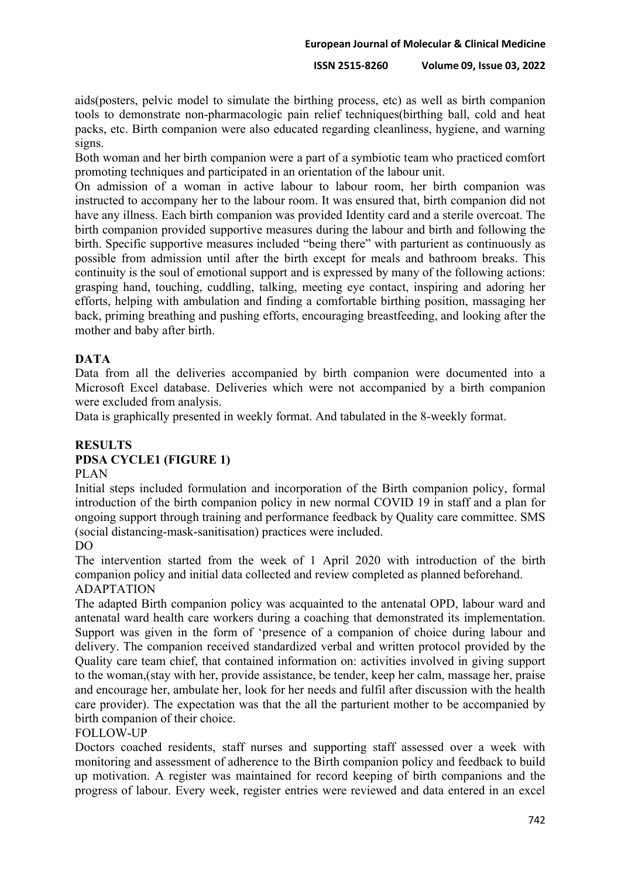aids(posters, pelvic model to simulate the birthing process, etc) as well as birth companion tools to demonstrate non-pharmacologic pain relief techniques(birthing ball, cold and heat packs, etc. Birth companion were also educated regarding cleanliness, hygiene, and warning signs.

Both woman and her birth companion were a part of a symbiotic team who practiced comfort promoting techniques and participated in an orientation of the labour unit.

On admission of a woman in active labour to labour room, her birth companion was instructed to accompany her to the labour room. It was ensured that, birth companion did not have any illness. Each birth companion was provided Identity card and a sterile overcoat. The birth companion provided supportive measures during the labour and birth and following the birth. Specific supportive measures included "being there" with parturient as continuously as possible from admission until after the birth except for meals and bathroom breaks. This continuity is the soul of emotional support and is expressed by many of the following actions: grasping hand, touching, cuddling, talking, meeting eye contact, inspiring and adoring her efforts, helping with ambulation and finding a comfortable birthing position, massaging her back, priming breathing and pushing efforts, encouraging breastfeeding, and looking after the mother and baby after birth.

## DATA

Data from all the deliveries accompanied by birth companion were documented into a Microsoft Excel database. Deliveries which were not accompanied by a birth companion were excluded from analysis.

Data is graphically presented in weekly format. And tabulated in the 8-weekly format.

## RESULTS

### PDSA CYCLE1 (FIGURE 1)

PLAN

Initial steps included formulation and incorporation of the Birth companion policy, formal introduction of the birth companion policy in new normal COVID 19 in staff and a plan for ongoing support through training and performance feedback by Quality care committee. SMS (social distancing-mask-sanitisation) practices were included.

DO

The intervention started from the week of 1 April 2020 with introduction of the birth companion policy and initial data collected and review completed as planned beforehand.

ADAPTATION

The adapted Birth companion policy was acquainted to the antenatal OPD, labour ward and antenatal ward health care workers during a coaching that demonstrated its implementation. Support was given in the form of 'presence of a companion of choice during labour and delivery. The companion received standardized verbal and written protocol provided by the Quality care team chief, that contained information on: activities involved in giving support to the woman,(stay with her, provide assistance, be tender, keep her calm, massage her, praise and encourage her, ambulate her, look for her needs and fulfil after discussion with the health care provider). The expectation was that the all the parturient mother to be accompanied by birth companion of their choice.

FOLLOW-UP

Doctors coached residents, staff nurses and supporting staff assessed over a week with monitoring and assessment of adherence to the Birth companion policy and feedback to build up motivation. A register was maintained for record keeping of birth companions and the progress of labour. Every week, register entries were reviewed and data entered in an excel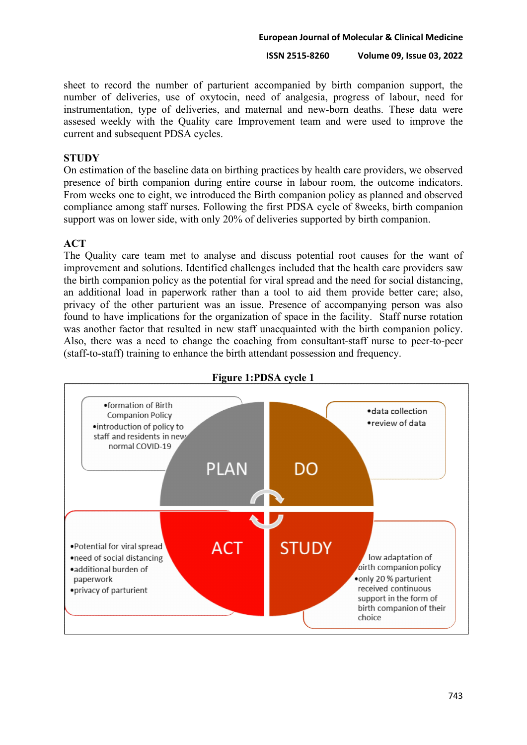sheet to record the number of parturient accompanied by birth companion support, the number of deliveries, use of oxytocin, need of analgesia, progress of labour, need for instrumentation, type of deliveries, and maternal and new-born deaths. These data were assesed weekly with the Quality care Improvement team and were used to improve the current and subsequent PDSA cycles.

**STUDY**

On estimation of the baseline data on birthing practices by health care providers, we observed presence of birth companion during entire course in labour room, the outcome indicators. From weeks one to eight, we introduced the Birth companion policy as planned and observed compliance among staff nurses. Following the first PDSA cycle of 8weeks, birth companion support was on lower side, with only 20% of deliveries supported by birth companion.

**ACT**

The Quality care team met to analyse and discuss potential root causes for the want of improvement and solutions. Identified challenges included that the health care providers saw the birth companion policy as the potential for viral spread and the need for social distancing, an additional load in paperwork rather than a tool to aid them provide better care; also, privacy of the other parturient was an issue. Presence of accompanying person was also found to have implications for the organization of space in the facility. Staff nurse rotation was another factor that resulted in new staff unacquainted with the birth companion policy. Also, there was a need to change the coaching from consultant-staff nurse to peer-to-peer (staff-to-staff) training to enhance the birth attendant possession and frequency.

**Figure 1:PDSA cycle 1**

PLAN
- formation of Birth Companion Policy
- introduction of policy to staff and residents in new normal COVID-19

DO
- data collection
- review of data

STUDY
- low adaptation of birth companion policy
- only 20 % parturient received continuous support in the form of birth companion of their choice

ACT
- Potential for viral spread
- need of social distancing
- additional burden of paperwork
- privacy of parturient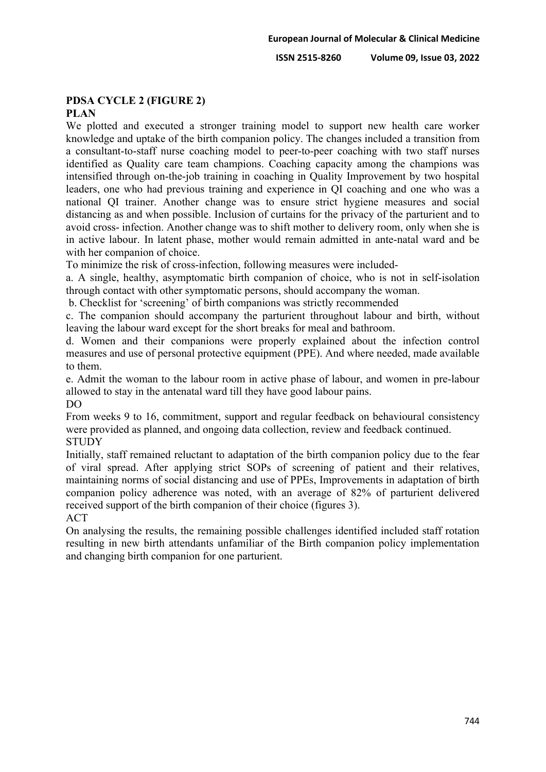## PDSA CYCLE 2 (FIGURE 2)

### PLAN

We plotted and executed a stronger training model to support new health care worker knowledge and uptake of the birth companion policy. The changes included a transition from a consultant-to-staff nurse coaching model to peer-to-peer coaching with two staff nurses identified as Quality care team champions. Coaching capacity among the champions was intensified through on-the-job training in coaching in Quality Improvement by two hospital leaders, one who had previous training and experience in QI coaching and one who was a national QI trainer. Another change was to ensure strict hygiene measures and social distancing as and when possible. Inclusion of curtains for the privacy of the parturient and to avoid cross- infection. Another change was to shift mother to delivery room, only when she is in active labour. In latent phase, mother would remain admitted in ante-natal ward and be with her companion of choice.

To minimize the risk of cross-infection, following measures were included-

a. A single, healthy, asymptomatic birth companion of choice, who is not in self-isolation through contact with other symptomatic persons, should accompany the woman.

b. Checklist for 'screening' of birth companions was strictly recommended

c. The companion should accompany the parturient throughout labour and birth, without leaving the labour ward except for the short breaks for meal and bathroom.

d. Women and their companions were properly explained about the infection control measures and use of personal protective equipment (PPE). And where needed, made available to them.

e. Admit the woman to the labour room in active phase of labour, and women in pre-labour allowed to stay in the antenatal ward till they have good labour pains.

### DO

From weeks 9 to 16, commitment, support and regular feedback on behavioural consistency were provided as planned, and ongoing data collection, review and feedback continued.

### STUDY

Initially, staff remained reluctant to adaptation of the birth companion policy due to the fear of viral spread. After applying strict SOPs of screening of patient and their relatives, maintaining norms of social distancing and use of PPEs, Improvements in adaptation of birth companion policy adherence was noted, with an average of 82% of parturient delivered received support of the birth companion of their choice (figures 3).

### ACT

On analysing the results, the remaining possible challenges identified included staff rotation resulting in new birth attendants unfamiliar of the Birth companion policy implementation and changing birth companion for one parturient.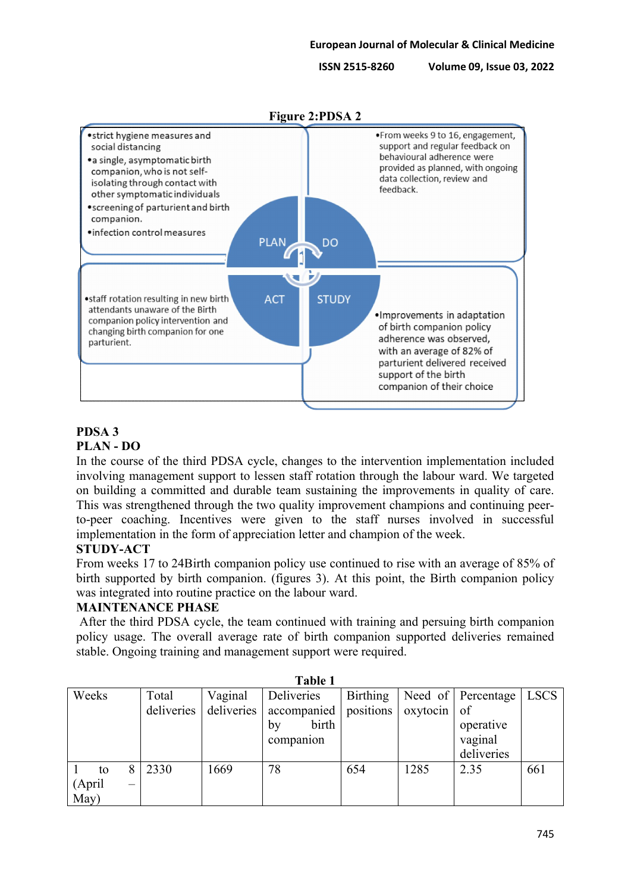**Figure 2:PDSA 2**

- strict hygiene measures and social distancing
- a single, asymptomatic birth companion, who is not self-isolating through contact with other symptomatic individuals
- screening of parturient and birth companion.
- infection control measures

- From weeks 9 to 16, engagement, support and regular feedback on behavioural adherence were provided as planned, with ongoing data collection, review and feedback.

PLAN DO ACT STUDY

- staff rotation resulting in new birth attendants unaware of the Birth companion policy intervention and changing birth companion for one parturient.

- Improvements in adaptation of birth companion policy adherence was observed, with an average of 82% of parturient delivered received support of the birth companion of their choice

**PDSA 3**

**PLAN - DO**

In the course of the third PDSA cycle, changes to the intervention implementation included involving management support to lessen staff rotation through the labour ward. We targeted on building a committed and durable team sustaining the improvements in quality of care. This was strengthened through the two quality improvement champions and continuing peer-to-peer coaching. Incentives were given to the staff nurses involved in successful implementation in the form of appreciation letter and champion of the week.

**STUDY-ACT**

From weeks 17 to 24Birth companion policy use continued to rise with an average of 85% of birth supported by birth companion. (figures 3). At this point, the Birth companion policy was integrated into routine practice on the labour ward.

**MAINTENANCE PHASE**

After the third PDSA cycle, the team continued with training and persuing birth companion policy usage. The overall average rate of birth companion supported deliveries remained stable. Ongoing training and management support were required.

**Table 1**

| Weeks | Total deliveries | Vaginal deliveries | Deliveries accompanied by birth companion | Birthing positions | Need of oxytocin | Percentage of operative vaginal deliveries | LSCS |
|---|---|---|---|---|---|---|---|
| 1 to 8 (April – May) | 2330 | 1669 | 78 | 654 | 1285 | 2.35 | 661 |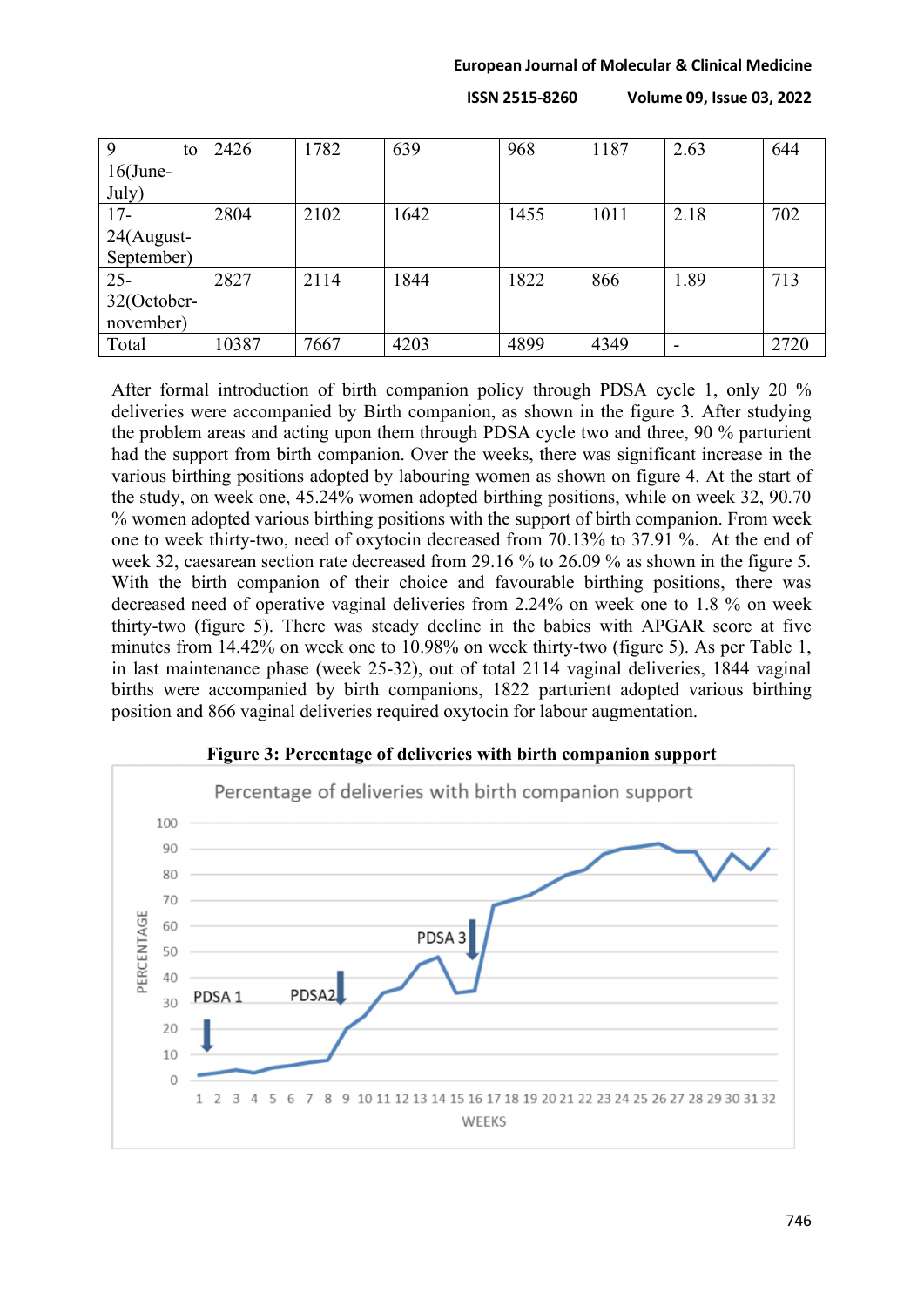| 9 to 16(June-July) | 2426 | 1782 | 639 | 968 | 1187 | 2.63 | 644 |
|---|---|---|---|---|---|---|---|
| 17-24(August-September) | 2804 | 2102 | 1642 | 1455 | 1011 | 2.18 | 702 |
| 25-32(October-november) | 2827 | 2114 | 1844 | 1822 | 866 | 1.89 | 713 |
| Total | 10387 | 7667 | 4203 | 4899 | 4349 | - | 2720 |

After formal introduction of birth companion policy through PDSA cycle 1, only 20 % deliveries were accompanied by Birth companion, as shown in the figure 3. After studying the problem areas and acting upon them through PDSA cycle two and three, 90 % parturient had the support from birth companion. Over the weeks, there was significant increase in the various birthing positions adopted by labouring women as shown on figure 4. At the start of the study, on week one, 45.24% women adopted birthing positions, while on week 32, 90.70 % women adopted various birthing positions with the support of birth companion. From week one to week thirty-two, need of oxytocin decreased from 70.13% to 37.91 %. At the end of week 32, caesarean section rate decreased from 29.16 % to 26.09 % as shown in the figure 5. With the birth companion of their choice and favourable birthing positions, there was decreased need of operative vaginal deliveries from 2.24% on week one to 1.8 % on week thirty-two (figure 5). There was steady decline in the babies with APGAR score at five minutes from 14.42% on week one to 10.98% on week thirty-two (figure 5). As per Table 1, in last maintenance phase (week 25-32), out of total 2114 vaginal deliveries, 1844 vaginal births were accompanied by birth companions, 1822 parturient adopted various birthing position and 866 vaginal deliveries required oxytocin for labour augmentation.

**Figure 3: Percentage of deliveries with birth companion support**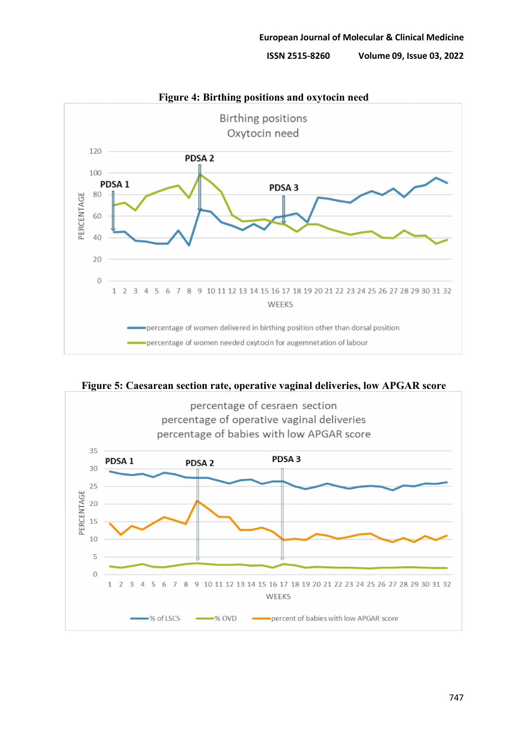**Figure 4: Birthing positions and oxytocin need**

**Figure 5: Caesarean section rate, operative vaginal deliveries, low APGAR score**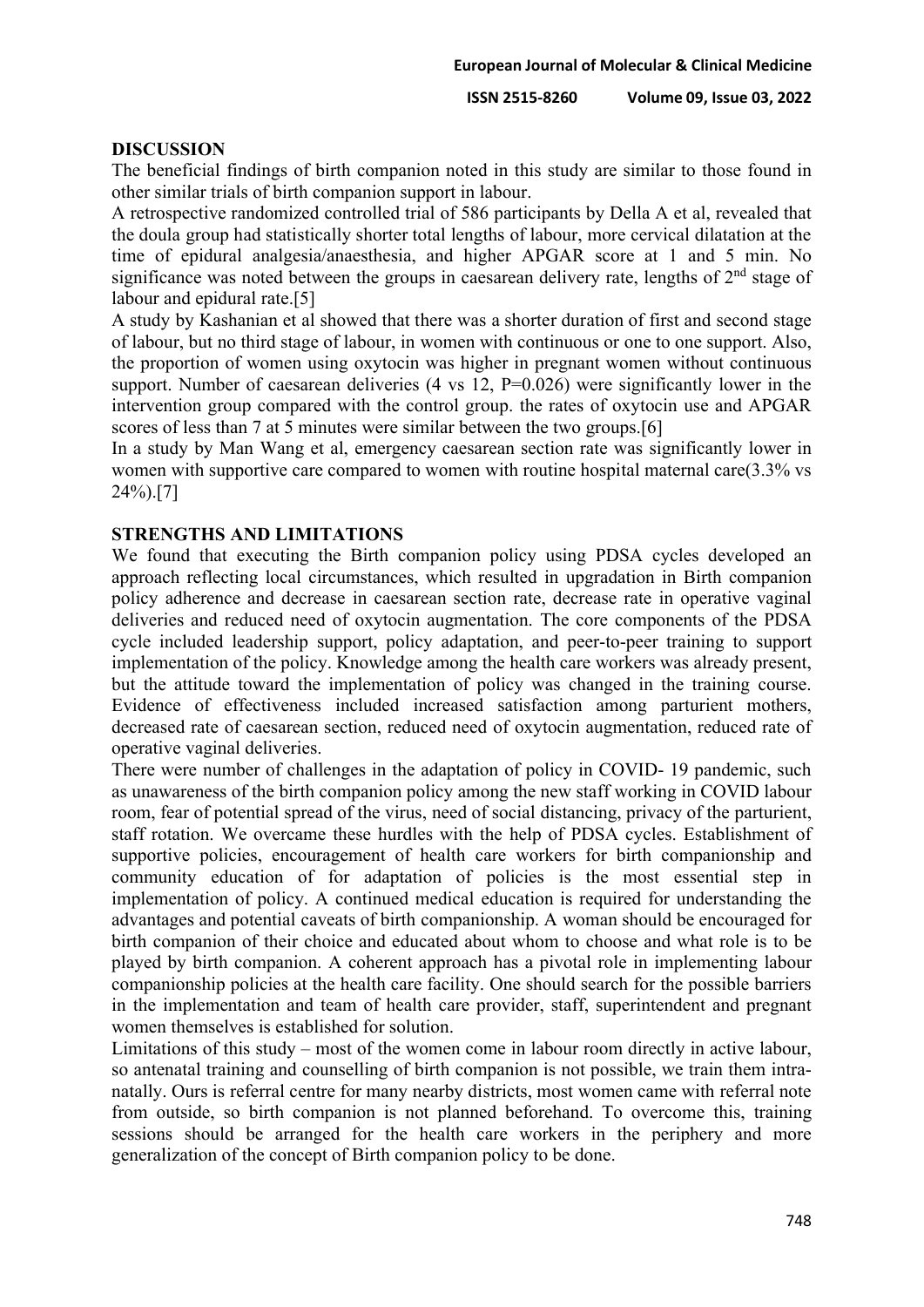## DISCUSSION

The beneficial findings of birth companion noted in this study are similar to those found in other similar trials of birth companion support in labour.

A retrospective randomized controlled trial of 586 participants by Della A et al, revealed that the doula group had statistically shorter total lengths of labour, more cervical dilatation at the time of epidural analgesia/anaesthesia, and higher APGAR score at 1 and 5 min. No significance was noted between the groups in caesarean delivery rate, lengths of 2nd stage of labour and epidural rate.[5]

A study by Kashanian et al showed that there was a shorter duration of first and second stage of labour, but no third stage of labour, in women with continuous or one to one support. Also, the proportion of women using oxytocin was higher in pregnant women without continuous support. Number of caesarean deliveries (4 vs 12, P=0.026) were significantly lower in the intervention group compared with the control group. the rates of oxytocin use and APGAR scores of less than 7 at 5 minutes were similar between the two groups.[6]

In a study by Man Wang et al, emergency caesarean section rate was significantly lower in women with supportive care compared to women with routine hospital maternal care(3.3% vs 24%).[7]

## STRENGTHS AND LIMITATIONS

We found that executing the Birth companion policy using PDSA cycles developed an approach reflecting local circumstances, which resulted in upgradation in Birth companion policy adherence and decrease in caesarean section rate, decrease rate in operative vaginal deliveries and reduced need of oxytocin augmentation. The core components of the PDSA cycle included leadership support, policy adaptation, and peer-to-peer training to support implementation of the policy. Knowledge among the health care workers was already present, but the attitude toward the implementation of policy was changed in the training course. Evidence of effectiveness included increased satisfaction among parturient mothers, decreased rate of caesarean section, reduced need of oxytocin augmentation, reduced rate of operative vaginal deliveries.

There were number of challenges in the adaptation of policy in COVID- 19 pandemic, such as unawareness of the birth companion policy among the new staff working in COVID labour room, fear of potential spread of the virus, need of social distancing, privacy of the parturient, staff rotation. We overcame these hurdles with the help of PDSA cycles. Establishment of supportive policies, encouragement of health care workers for birth companionship and community education of for adaptation of policies is the most essential step in implementation of policy. A continued medical education is required for understanding the advantages and potential caveats of birth companionship. A woman should be encouraged for birth companion of their choice and educated about whom to choose and what role is to be played by birth companion. A coherent approach has a pivotal role in implementing labour companionship policies at the health care facility. One should search for the possible barriers in the implementation and team of health care provider, staff, superintendent and pregnant women themselves is established for solution.

Limitations of this study – most of the women come in labour room directly in active labour, so antenatal training and counselling of birth companion is not possible, we train them intra-natally. Ours is referral centre for many nearby districts, most women came with referral note from outside, so birth companion is not planned beforehand. To overcome this, training sessions should be arranged for the health care workers in the periphery and more generalization of the concept of Birth companion policy to be done.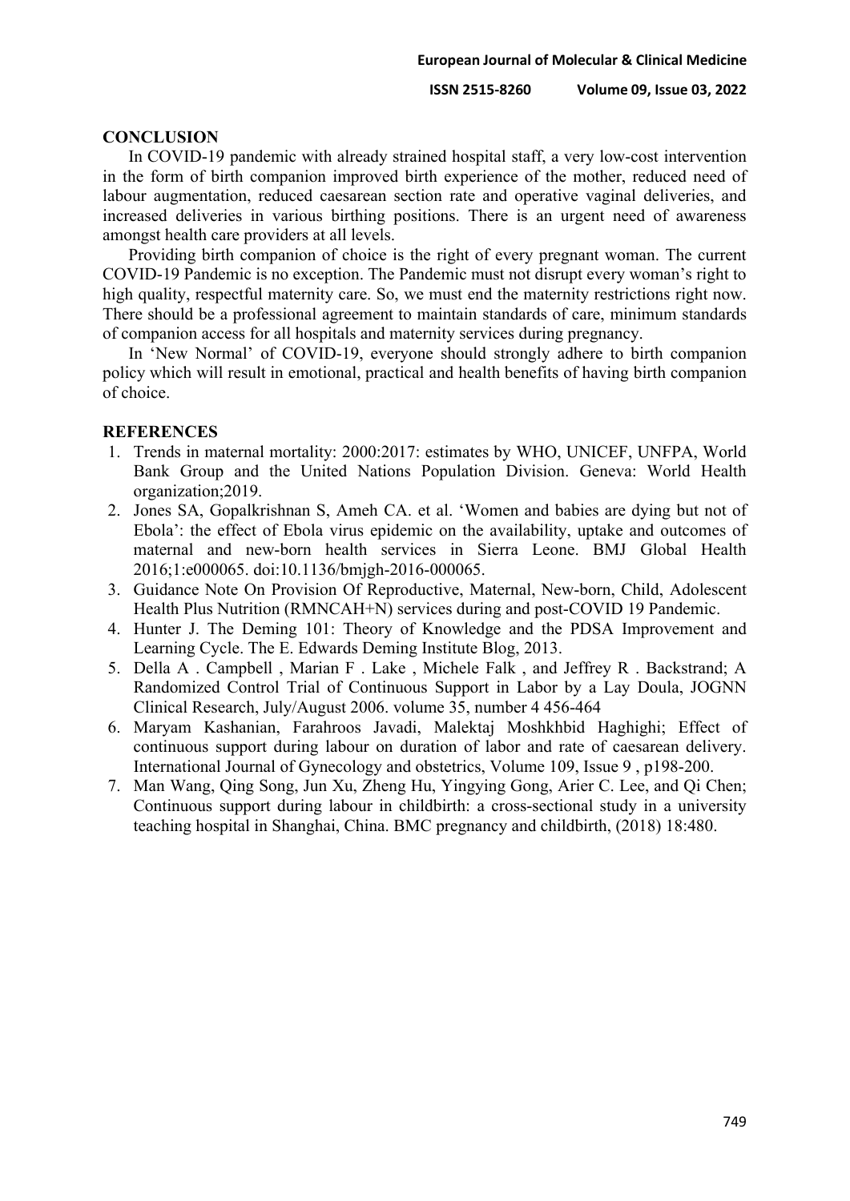## CONCLUSION

In COVID-19 pandemic with already strained hospital staff, a very low-cost intervention in the form of birth companion improved birth experience of the mother, reduced need of labour augmentation, reduced caesarean section rate and operative vaginal deliveries, and increased deliveries in various birthing positions. There is an urgent need of awareness amongst health care providers at all levels.

Providing birth companion of choice is the right of every pregnant woman. The current COVID-19 Pandemic is no exception. The Pandemic must not disrupt every woman's right to high quality, respectful maternity care. So, we must end the maternity restrictions right now. There should be a professional agreement to maintain standards of care, minimum standards of companion access for all hospitals and maternity services during pregnancy.

In 'New Normal' of COVID-19, everyone should strongly adhere to birth companion policy which will result in emotional, practical and health benefits of having birth companion of choice.

## REFERENCES

1. Trends in maternal mortality: 2000:2017: estimates by WHO, UNICEF, UNFPA, World Bank Group and the United Nations Population Division. Geneva: World Health organization;2019.
2. Jones SA, Gopalkrishnan S, Ameh CA. et al. 'Women and babies are dying but not of Ebola': the effect of Ebola virus epidemic on the availability, uptake and outcomes of maternal and new-born health services in Sierra Leone. BMJ Global Health 2016;1:e000065. doi:10.1136/bmjgh-2016-000065.
3. Guidance Note On Provision Of Reproductive, Maternal, New-born, Child, Adolescent Health Plus Nutrition (RMNCAH+N) services during and post-COVID 19 Pandemic.
4. Hunter J. The Deming 101: Theory of Knowledge and the PDSA Improvement and Learning Cycle. The E. Edwards Deming Institute Blog, 2013.
5. Della A . Campbell , Marian F . Lake , Michele Falk , and Jeffrey R . Backstrand; A Randomized Control Trial of Continuous Support in Labor by a Lay Doula, JOGNN Clinical Research, July/August 2006. volume 35, number 4 456-464
6. Maryam Kashanian, Farahroos Javadi, Malektaj Moshkhbid Haghighi; Effect of continuous support during labour on duration of labor and rate of caesarean delivery. International Journal of Gynecology and obstetrics, Volume 109, Issue 9 , p198-200.
7. Man Wang, Qing Song, Jun Xu, Zheng Hu, Yingying Gong, Arier C. Lee, and Qi Chen; Continuous support during labour in childbirth: a cross-sectional study in a university teaching hospital in Shanghai, China. BMC pregnancy and childbirth, (2018) 18:480.